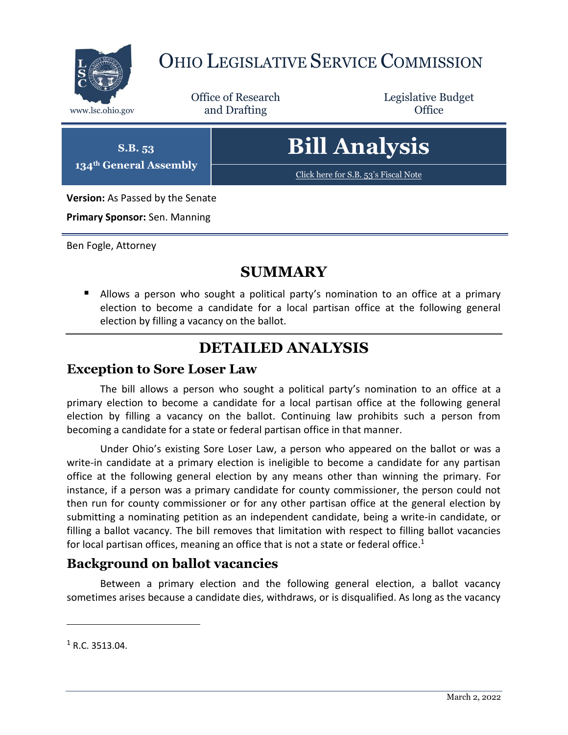# OHIO LEGISLATIVE SERVICE COMMISSION

www.lsc.ohio.gov

Office of Research and Drafting

Legislative Budget Office

**S.B. 53**
**134th General Assembly**

# Bill Analysis

Click here for S.B. 53's Fiscal Note

**Version:** As Passed by the Senate

**Primary Sponsor:** Sen. Manning

Ben Fogle, Attorney

## SUMMARY

- Allows a person who sought a political party's nomination to an office at a primary election to become a candidate for a local partisan office at the following general election by filling a vacancy on the ballot.

## DETAILED ANALYSIS

### Exception to Sore Loser Law

The bill allows a person who sought a political party's nomination to an office at a primary election to become a candidate for a local partisan office at the following general election by filling a vacancy on the ballot. Continuing law prohibits such a person from becoming a candidate for a state or federal partisan office in that manner.

Under Ohio's existing Sore Loser Law, a person who appeared on the ballot or was a write-in candidate at a primary election is ineligible to become a candidate for any partisan office at the following general election by any means other than winning the primary. For instance, if a person was a primary candidate for county commissioner, the person could not then run for county commissioner or for any other partisan office at the general election by submitting a nominating petition as an independent candidate, being a write-in candidate, or filling a ballot vacancy. The bill removes that limitation with respect to filling ballot vacancies for local partisan offices, meaning an office that is not a state or federal office.[1]

### Background on ballot vacancies

Between a primary election and the following general election, a ballot vacancy sometimes arises because a candidate dies, withdraws, or is disqualified. As long as the vacancy

[1] R.C. 3513.04.

March 2, 2022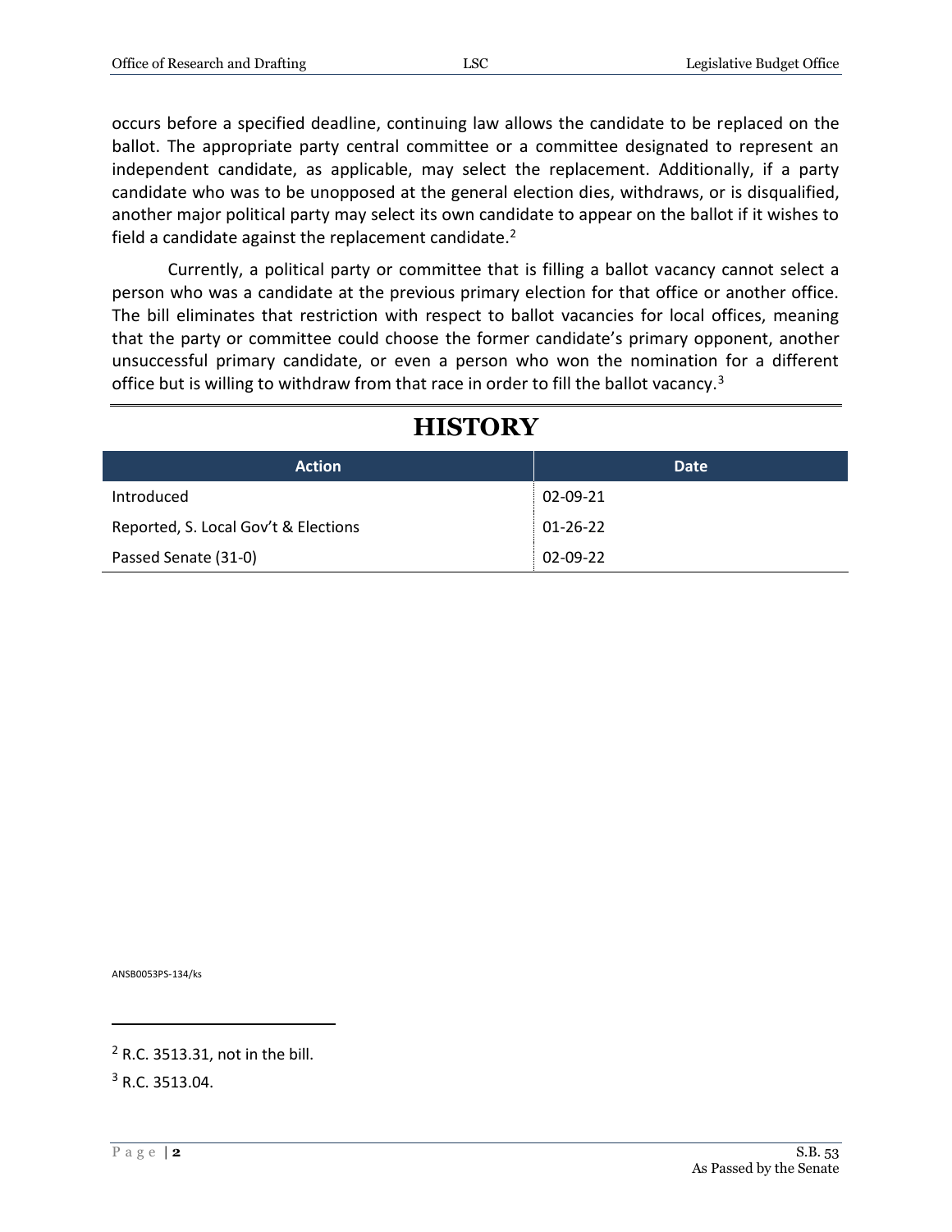occurs before a specified deadline, continuing law allows the candidate to be replaced on the ballot. The appropriate party central committee or a committee designated to represent an independent candidate, as applicable, may select the replacement. Additionally, if a party candidate who was to be unopposed at the general election dies, withdraws, or is disqualified, another major political party may select its own candidate to appear on the ballot if it wishes to field a candidate against the replacement candidate.[2]

Currently, a political party or committee that is filling a ballot vacancy cannot select a person who was a candidate at the previous primary election for that office or another office. The bill eliminates that restriction with respect to ballot vacancies for local offices, meaning that the party or committee could choose the former candidate's primary opponent, another unsuccessful primary candidate, or even a person who won the nomination for a different office but is willing to withdraw from that race in order to fill the ballot vacancy.[3]

# HISTORY

| Action | Date |
|---|---|
| Introduced | 02-09-21 |
| Reported, S. Local Gov't & Elections | 01-26-22 |
| Passed Senate (31-0) | 02-09-22 |

ANSB0053PS-134/ks

[2] R.C. 3513.31, not in the bill.

[3] R.C. 3513.04.